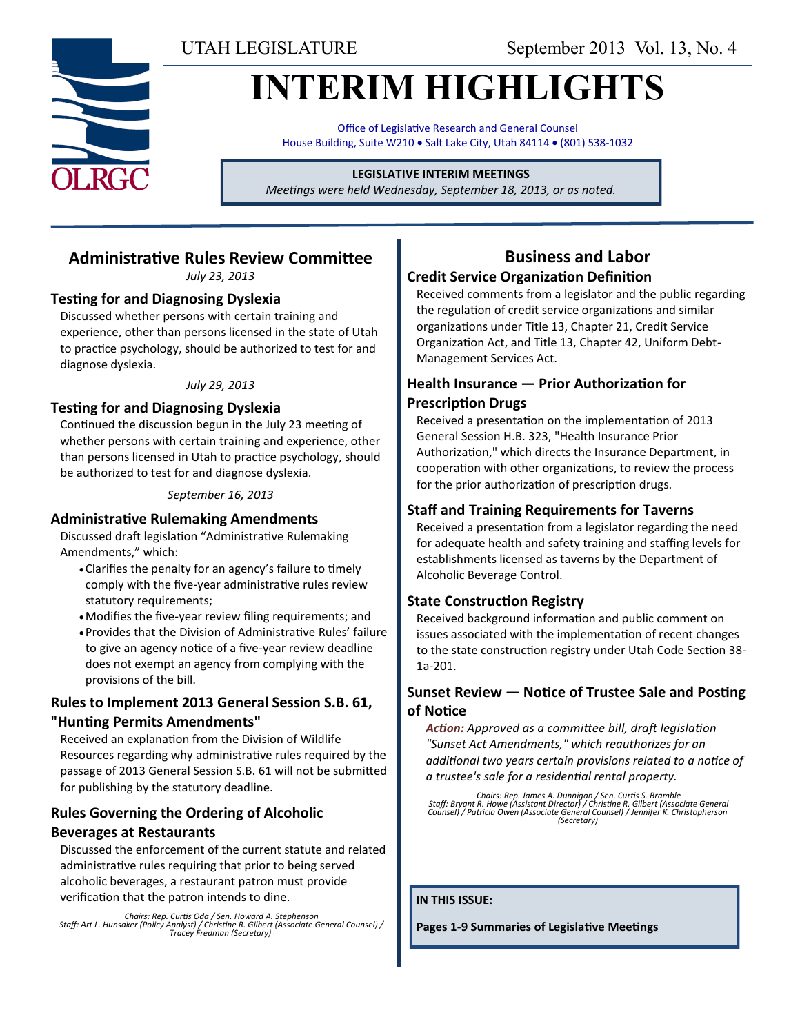UTAH LEGISLATURE September 2013 Vol. 13, No. 4

# INTERIM HIGHLIGHTS

Office of Legislative Research and General Counsel
House Building, Suite W210 • Salt Lake City, Utah 84114 • (801) 538-1032

**LEGISLATIVE INTERIM MEETINGS**
*Meetings were held Wednesday, September 18, 2013, or as noted.*

## Administrative Rules Review Committee

*July 23, 2013*

### Testing for and Diagnosing Dyslexia

Discussed whether persons with certain training and experience, other than persons licensed in the state of Utah to practice psychology, should be authorized to test for and diagnose dyslexia.

*July 29, 2013*

### Testing for and Diagnosing Dyslexia

Continued the discussion begun in the July 23 meeting of whether persons with certain training and experience, other than persons licensed in Utah to practice psychology, should be authorized to test for and diagnose dyslexia.

*September 16, 2013*

### Administrative Rulemaking Amendments

Discussed draft legislation "Administrative Rulemaking Amendments," which:

- Clarifies the penalty for an agency's failure to timely comply with the five-year administrative rules review statutory requirements;
- Modifies the five-year review filing requirements; and
- Provides that the Division of Administrative Rules' failure to give an agency notice of a five-year review deadline does not exempt an agency from complying with the provisions of the bill.

### Rules to Implement 2013 General Session S.B. 61, "Hunting Permits Amendments"

Received an explanation from the Division of Wildlife Resources regarding why administrative rules required by the passage of 2013 General Session S.B. 61 will not be submitted for publishing by the statutory deadline.

### Rules Governing the Ordering of Alcoholic Beverages at Restaurants

Discussed the enforcement of the current statute and related administrative rules requiring that prior to being served alcoholic beverages, a restaurant patron must provide verification that the patron intends to dine.

*Chairs: Rep. Curtis Oda / Sen. Howard A. Stephenson*
*Staff: Art L. Hunsaker (Policy Analyst) / Christine R. Gilbert (Associate General Counsel) / Tracey Fredman (Secretary)*

## Business and Labor

### Credit Service Organization Definition

Received comments from a legislator and the public regarding the regulation of credit service organizations and similar organizations under Title 13, Chapter 21, Credit Service Organization Act, and Title 13, Chapter 42, Uniform Debt-Management Services Act.

### Health Insurance — Prior Authorization for Prescription Drugs

Received a presentation on the implementation of 2013 General Session H.B. 323, "Health Insurance Prior Authorization," which directs the Insurance Department, in cooperation with other organizations, to review the process for the prior authorization of prescription drugs.

### Staff and Training Requirements for Taverns

Received a presentation from a legislator regarding the need for adequate health and safety training and staffing levels for establishments licensed as taverns by the Department of Alcoholic Beverage Control.

### State Construction Registry

Received background information and public comment on issues associated with the implementation of recent changes to the state construction registry under Utah Code Section 38-1a-201.

### Sunset Review — Notice of Trustee Sale and Posting of Notice

*Action: Approved as a committee bill, draft legislation "Sunset Act Amendments," which reauthorizes for an additional two years certain provisions related to a notice of a trustee's sale for a residential rental property.*

*Chairs: Rep. James A. Dunnigan / Sen. Curtis S. Bramble*
*Staff: Bryant R. Howe (Assistant Director) / Christine R. Gilbert (Associate General Counsel) / Patricia Owen (Associate General Counsel) / Jennifer K. Christopherson (Secretary)*

**IN THIS ISSUE:**

**Pages 1-9 Summaries of Legislative Meetings**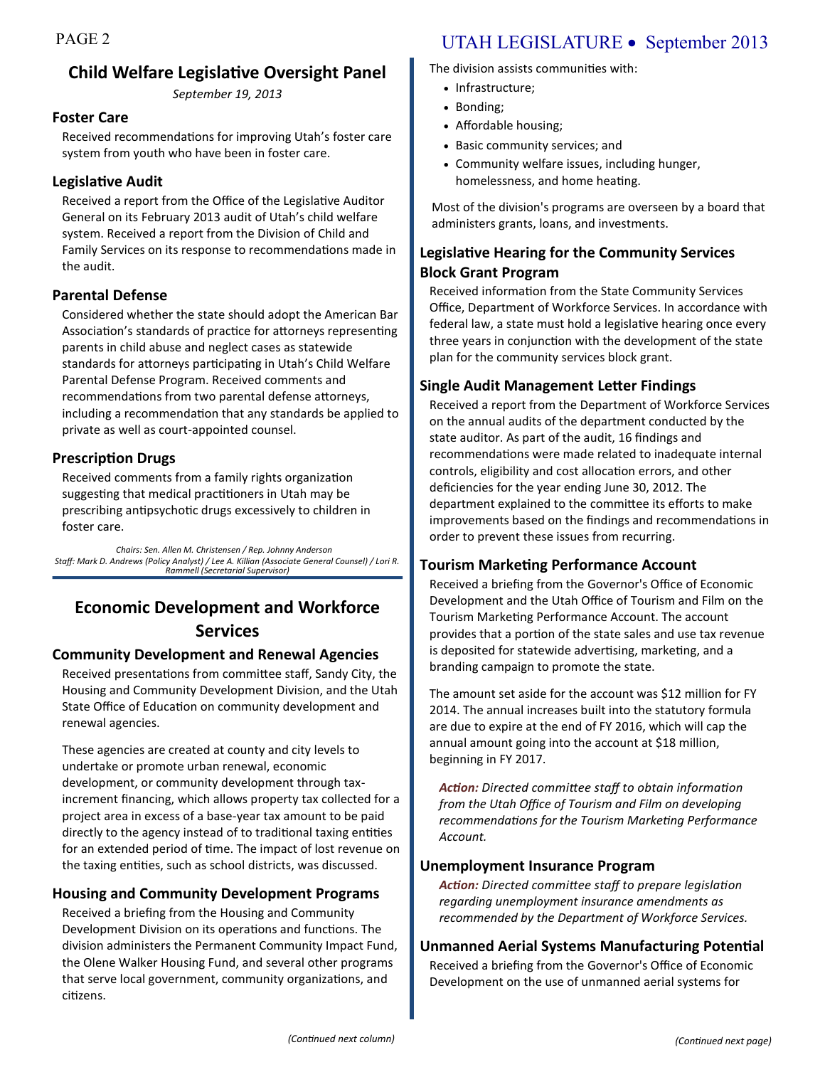## Child Welfare Legislative Oversight Panel

*September 19, 2013*

### Foster Care

Received recommendations for improving Utah's foster care system from youth who have been in foster care.

### Legislative Audit

Received a report from the Office of the Legislative Auditor General on its February 2013 audit of Utah's child welfare system. Received a report from the Division of Child and Family Services on its response to recommendations made in the audit.

### Parental Defense

Considered whether the state should adopt the American Bar Association's standards of practice for attorneys representing parents in child abuse and neglect cases as statewide standards for attorneys participating in Utah's Child Welfare Parental Defense Program. Received comments and recommendations from two parental defense attorneys, including a recommendation that any standards be applied to private as well as court-appointed counsel.

### Prescription Drugs

Received comments from a family rights organization suggesting that medical practitioners in Utah may be prescribing antipsychotic drugs excessively to children in foster care.

*Chairs: Sen. Allen M. Christensen / Rep. Johnny Anderson*
*Staff: Mark D. Andrews (Policy Analyst) / Lee A. Killian (Associate General Counsel) / Lori R. Rammell (Secretarial Supervisor)*

## Economic Development and Workforce Services

### Community Development and Renewal Agencies

Received presentations from committee staff, Sandy City, the Housing and Community Development Division, and the Utah State Office of Education on community development and renewal agencies.

These agencies are created at county and city levels to undertake or promote urban renewal, economic development, or community development through tax-increment financing, which allows property tax collected for a project area in excess of a base-year tax amount to be paid directly to the agency instead of to traditional taxing entities for an extended period of time. The impact of lost revenue on the taxing entities, such as school districts, was discussed.

### Housing and Community Development Programs

Received a briefing from the Housing and Community Development Division on its operations and functions. The division administers the Permanent Community Impact Fund, the Olene Walker Housing Fund, and several other programs that serve local government, community organizations, and citizens.

The division assists communities with:

- Infrastructure;
- Bonding;
- Affordable housing;
- Basic community services; and
- Community welfare issues, including hunger, homelessness, and home heating.

Most of the division's programs are overseen by a board that administers grants, loans, and investments.

### Legislative Hearing for the Community Services Block Grant Program

Received information from the State Community Services Office, Department of Workforce Services. In accordance with federal law, a state must hold a legislative hearing once every three years in conjunction with the development of the state plan for the community services block grant.

### Single Audit Management Letter Findings

Received a report from the Department of Workforce Services on the annual audits of the department conducted by the state auditor. As part of the audit, 16 findings and recommendations were made related to inadequate internal controls, eligibility and cost allocation errors, and other deficiencies for the year ending June 30, 2012. The department explained to the committee its efforts to make improvements based on the findings and recommendations in order to prevent these issues from recurring.

### Tourism Marketing Performance Account

Received a briefing from the Governor's Office of Economic Development and the Utah Office of Tourism and Film on the Tourism Marketing Performance Account. The account provides that a portion of the state sales and use tax revenue is deposited for statewide advertising, marketing, and a branding campaign to promote the state.

The amount set aside for the account was $12 million for FY 2014. The annual increases built into the statutory formula are due to expire at the end of FY 2016, which will cap the annual amount going into the account at $18 million, beginning in FY 2017.

***Action:*** *Directed committee staff to obtain information from the Utah Office of Tourism and Film on developing recommendations for the Tourism Marketing Performance Account.*

### Unemployment Insurance Program

***Action:*** *Directed committee staff to prepare legislation regarding unemployment insurance amendments as recommended by the Department of Workforce Services.*

### Unmanned Aerial Systems Manufacturing Potential

Received a briefing from the Governor's Office of Economic Development on the use of unmanned aerial systems for

*(Continued next page)*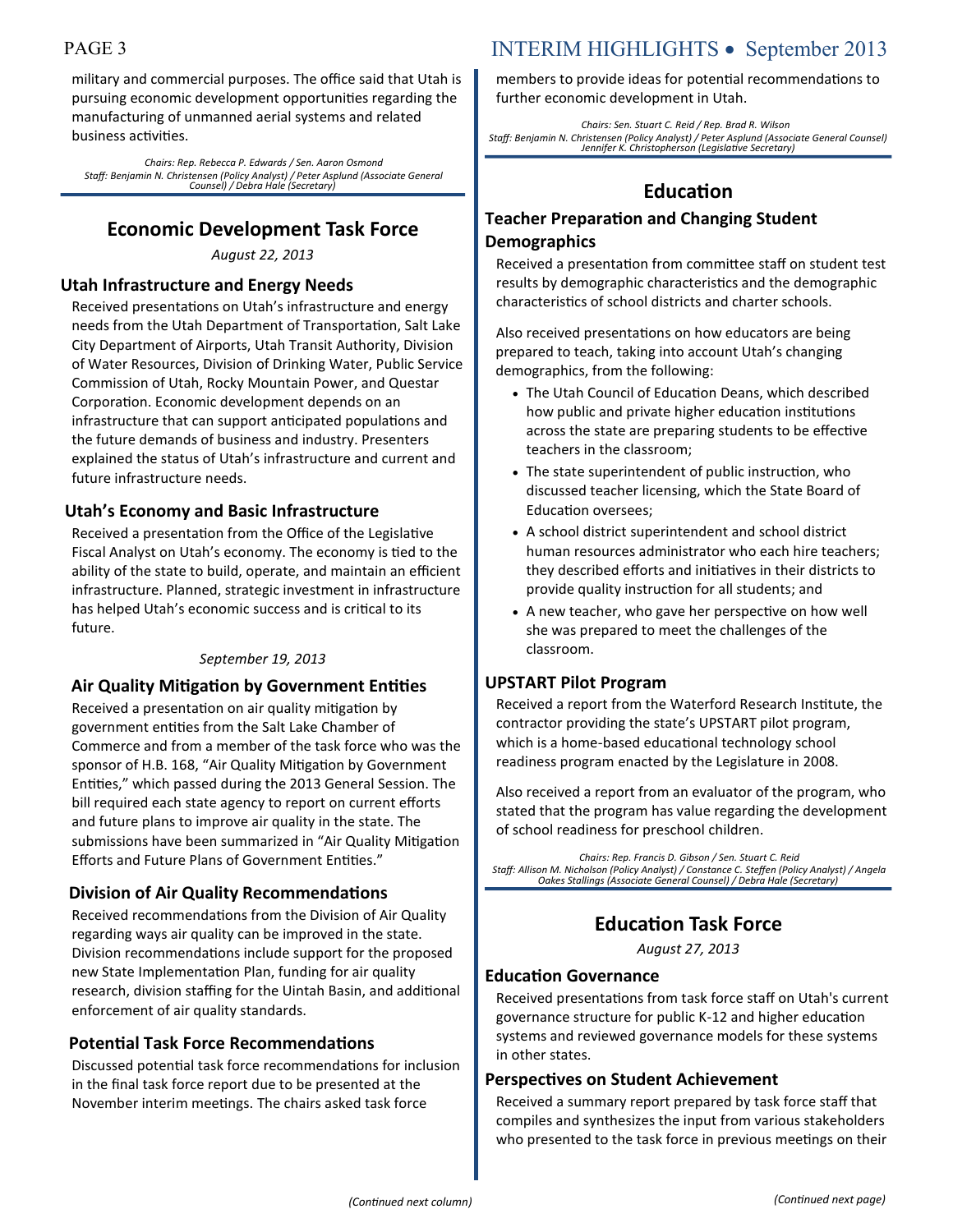military and commercial purposes. The office said that Utah is pursuing economic development opportunities regarding the manufacturing of unmanned aerial systems and related business activities.

*Chairs: Rep. Rebecca P. Edwards / Sen. Aaron Osmond*
*Staff: Benjamin N. Christensen (Policy Analyst) / Peter Asplund (Associate General Counsel) / Debra Hale (Secretary)*

## Economic Development Task Force

*August 22, 2013*

### Utah Infrastructure and Energy Needs

Received presentations on Utah's infrastructure and energy needs from the Utah Department of Transportation, Salt Lake City Department of Airports, Utah Transit Authority, Division of Water Resources, Division of Drinking Water, Public Service Commission of Utah, Rocky Mountain Power, and Questar Corporation. Economic development depends on an infrastructure that can support anticipated populations and the future demands of business and industry. Presenters explained the status of Utah's infrastructure and current and future infrastructure needs.

### Utah's Economy and Basic Infrastructure

Received a presentation from the Office of the Legislative Fiscal Analyst on Utah's economy. The economy is tied to the ability of the state to build, operate, and maintain an efficient infrastructure. Planned, strategic investment in infrastructure has helped Utah's economic success and is critical to its future.

*September 19, 2013*

### Air Quality Mitigation by Government Entities

Received a presentation on air quality mitigation by government entities from the Salt Lake Chamber of Commerce and from a member of the task force who was the sponsor of H.B. 168, "Air Quality Mitigation by Government Entities," which passed during the 2013 General Session. The bill required each state agency to report on current efforts and future plans to improve air quality in the state. The submissions have been summarized in "Air Quality Mitigation Efforts and Future Plans of Government Entities."

### Division of Air Quality Recommendations

Received recommendations from the Division of Air Quality regarding ways air quality can be improved in the state. Division recommendations include support for the proposed new State Implementation Plan, funding for air quality research, division staffing for the Uintah Basin, and additional enforcement of air quality standards.

### Potential Task Force Recommendations

Discussed potential task force recommendations for inclusion in the final task force report due to be presented at the November interim meetings. The chairs asked task force members to provide ideas for potential recommendations to further economic development in Utah.

*Chairs: Sen. Stuart C. Reid / Rep. Brad R. Wilson*
*Staff: Benjamin N. Christensen (Policy Analyst) / Peter Asplund (Associate General Counsel) Jennifer K. Christopherson (Legislative Secretary)*

## Education

### Teacher Preparation and Changing Student Demographics

Received a presentation from committee staff on student test results by demographic characteristics and the demographic characteristics of school districts and charter schools.

Also received presentations on how educators are being prepared to teach, taking into account Utah's changing demographics, from the following:

- The Utah Council of Education Deans, which described how public and private higher education institutions across the state are preparing students to be effective teachers in the classroom;
- The state superintendent of public instruction, who discussed teacher licensing, which the State Board of Education oversees;
- A school district superintendent and school district human resources administrator who each hire teachers; they described efforts and initiatives in their districts to provide quality instruction for all students; and
- A new teacher, who gave her perspective on how well she was prepared to meet the challenges of the classroom.

### UPSTART Pilot Program

Received a report from the Waterford Research Institute, the contractor providing the state's UPSTART pilot program, which is a home-based educational technology school readiness program enacted by the Legislature in 2008.

Also received a report from an evaluator of the program, who stated that the program has value regarding the development of school readiness for preschool children.

*Chairs: Rep. Francis D. Gibson / Sen. Stuart C. Reid*
*Staff: Allison M. Nicholson (Policy Analyst) / Constance C. Steffen (Policy Analyst) / Angela Oakes Stallings (Associate General Counsel) / Debra Hale (Secretary)*

## Education Task Force

*August 27, 2013*

### Education Governance

Received presentations from task force staff on Utah's current governance structure for public K-12 and higher education systems and reviewed governance models for these systems in other states.

### Perspectives on Student Achievement

Received a summary report prepared by task force staff that compiles and synthesizes the input from various stakeholders who presented to the task force in previous meetings on their

*(Continued next page)*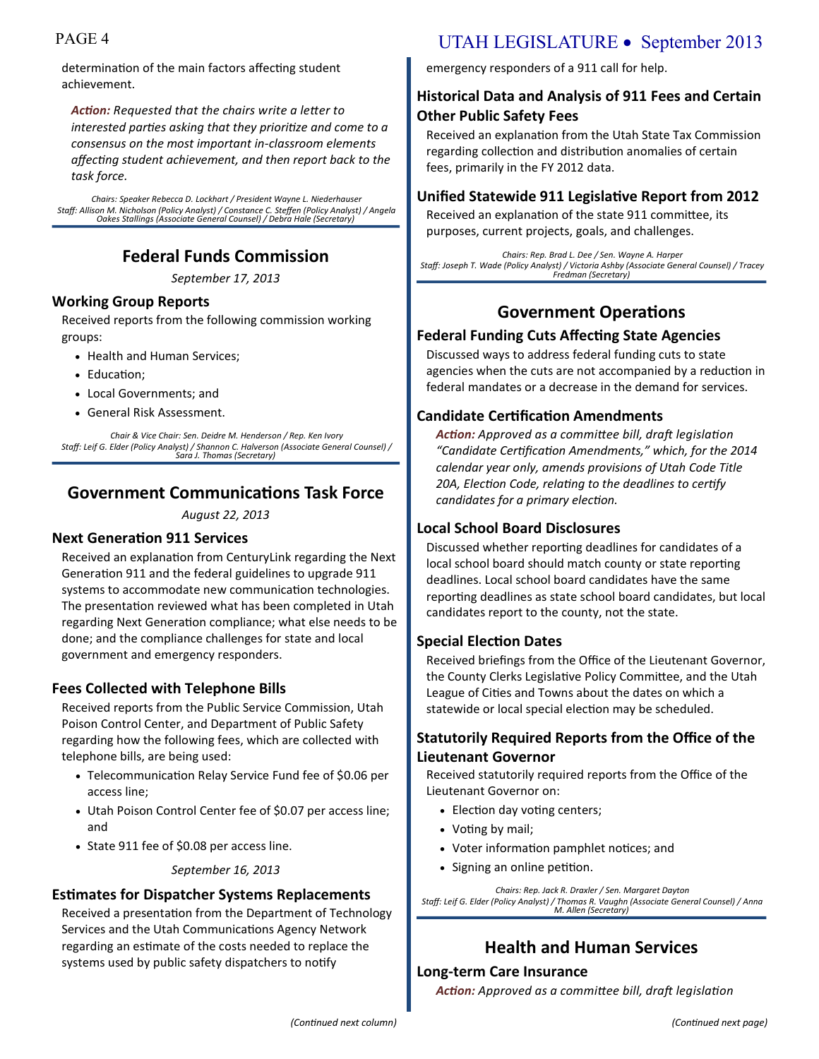determination of the main factors affecting student achievement.

***Action:*** *Requested that the chairs write a letter to interested parties asking that they prioritize and come to a consensus on the most important in-classroom elements affecting student achievement, and then report back to the task force.*

*Chairs: Speaker Rebecca D. Lockhart / President Wayne L. Niederhauser*
*Staff: Allison M. Nicholson (Policy Analyst) / Constance C. Steffen (Policy Analyst) / Angela Oakes Stallings (Associate General Counsel) / Debra Hale (Secretary)*

## Federal Funds Commission

*September 17, 2013*

### Working Group Reports

Received reports from the following commission working groups:

- Health and Human Services;
- Education;
- Local Governments; and
- General Risk Assessment.

*Chair & Vice Chair: Sen. Deidre M. Henderson / Rep. Ken Ivory*
*Staff: Leif G. Elder (Policy Analyst) / Shannon C. Halverson (Associate General Counsel) / Sara J. Thomas (Secretary)*

## Government Communications Task Force

*August 22, 2013*

### Next Generation 911 Services

Received an explanation from CenturyLink regarding the Next Generation 911 and the federal guidelines to upgrade 911 systems to accommodate new communication technologies. The presentation reviewed what has been completed in Utah regarding Next Generation compliance; what else needs to be done; and the compliance challenges for state and local government and emergency responders.

### Fees Collected with Telephone Bills

Received reports from the Public Service Commission, Utah Poison Control Center, and Department of Public Safety regarding how the following fees, which are collected with telephone bills, are being used:

- Telecommunication Relay Service Fund fee of $0.06 per access line;
- Utah Poison Control Center fee of $0.07 per access line; and
- State 911 fee of $0.08 per access line.

*September 16, 2013*

### Estimates for Dispatcher Systems Replacements

Received a presentation from the Department of Technology Services and the Utah Communications Agency Network regarding an estimate of the costs needed to replace the systems used by public safety dispatchers to notify emergency responders of a 911 call for help.

### Historical Data and Analysis of 911 Fees and Certain Other Public Safety Fees

Received an explanation from the Utah State Tax Commission regarding collection and distribution anomalies of certain fees, primarily in the FY 2012 data.

### Unified Statewide 911 Legislative Report from 2012

Received an explanation of the state 911 committee, its purposes, current projects, goals, and challenges.

*Chairs: Rep. Brad L. Dee / Sen. Wayne A. Harper*
*Staff: Joseph T. Wade (Policy Analyst) / Victoria Ashby (Associate General Counsel) / Tracey Fredman (Secretary)*

## Government Operations

### Federal Funding Cuts Affecting State Agencies

Discussed ways to address federal funding cuts to state agencies when the cuts are not accompanied by a reduction in federal mandates or a decrease in the demand for services.

### Candidate Certification Amendments

***Action:*** *Approved as a committee bill, draft legislation "Candidate Certification Amendments," which, for the 2014 calendar year only, amends provisions of Utah Code Title 20A, Election Code, relating to the deadlines to certify candidates for a primary election.*

### Local School Board Disclosures

Discussed whether reporting deadlines for candidates of a local school board should match county or state reporting deadlines. Local school board candidates have the same reporting deadlines as state school board candidates, but local candidates report to the county, not the state.

### Special Election Dates

Received briefings from the Office of the Lieutenant Governor, the County Clerks Legislative Policy Committee, and the Utah League of Cities and Towns about the dates on which a statewide or local special election may be scheduled.

### Statutorily Required Reports from the Office of the Lieutenant Governor

Received statutorily required reports from the Office of the Lieutenant Governor on:

- Election day voting centers;
- Voting by mail;
- Voter information pamphlet notices; and
- Signing an online petition.

*Chairs: Rep. Jack R. Draxler / Sen. Margaret Dayton*
*Staff: Leif G. Elder (Policy Analyst) / Thomas R. Vaughn (Associate General Counsel) / Anna M. Allen (Secretary)*

## Health and Human Services

### Long-term Care Insurance

***Action:*** *Approved as a committee bill, draft legislation*

*(Continued next page)*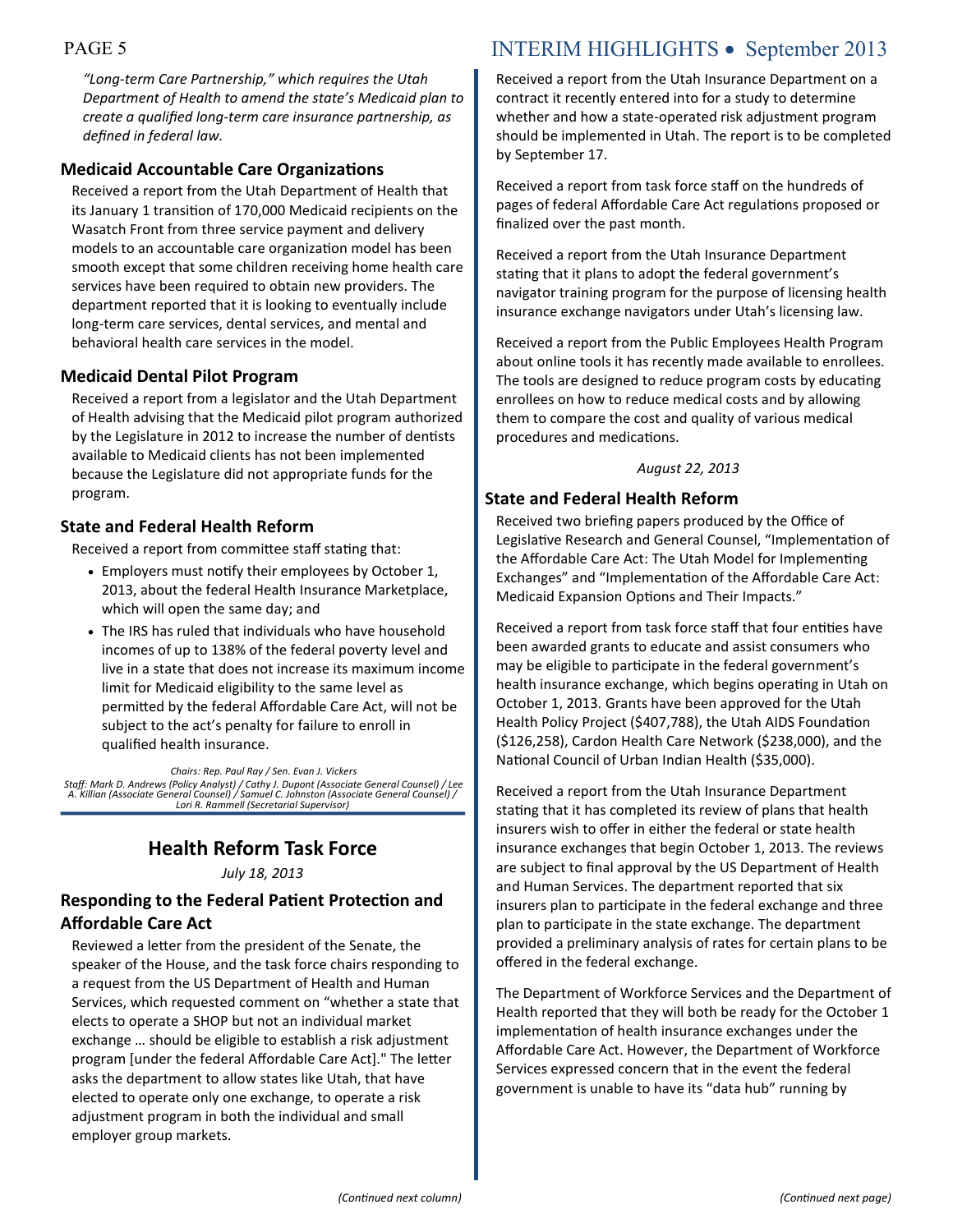*"Long-term Care Partnership," which requires the Utah Department of Health to amend the state's Medicaid plan to create a qualified long-term care insurance partnership, as defined in federal law.*

### Medicaid Accountable Care Organizations

Received a report from the Utah Department of Health that its January 1 transition of 170,000 Medicaid recipients on the Wasatch Front from three service payment and delivery models to an accountable care organization model has been smooth except that some children receiving home health care services have been required to obtain new providers. The department reported that it is looking to eventually include long-term care services, dental services, and mental and behavioral health care services in the model.

### Medicaid Dental Pilot Program

Received a report from a legislator and the Utah Department of Health advising that the Medicaid pilot program authorized by the Legislature in 2012 to increase the number of dentists available to Medicaid clients has not been implemented because the Legislature did not appropriate funds for the program.

### State and Federal Health Reform

Received a report from committee staff stating that:

- Employers must notify their employees by October 1, 2013, about the federal Health Insurance Marketplace, which will open the same day; and
- The IRS has ruled that individuals who have household incomes of up to 138% of the federal poverty level and live in a state that does not increase its maximum income limit for Medicaid eligibility to the same level as permitted by the federal Affordable Care Act, will not be subject to the act's penalty for failure to enroll in qualified health insurance.

*Chairs: Rep. Paul Ray / Sen. Evan J. Vickers*
*Staff: Mark D. Andrews (Policy Analyst) / Cathy J. Dupont (Associate General Counsel) / Lee A. Killian (Associate General Counsel) / Samuel C. Johnston (Associate General Counsel) / Lori R. Rammell (Secretarial Supervisor)*

## Health Reform Task Force

*July 18, 2013*

### Responding to the Federal Patient Protection and Affordable Care Act

Reviewed a letter from the president of the Senate, the speaker of the House, and the task force chairs responding to a request from the US Department of Health and Human Services, which requested comment on "whether a state that elects to operate a SHOP but not an individual market exchange … should be eligible to establish a risk adjustment program [under the federal Affordable Care Act]." The letter asks the department to allow states like Utah, that have elected to operate only one exchange, to operate a risk adjustment program in both the individual and small employer group markets.

Received a report from the Utah Insurance Department on a contract it recently entered into for a study to determine whether and how a state-operated risk adjustment program should be implemented in Utah. The report is to be completed by September 17.

Received a report from task force staff on the hundreds of pages of federal Affordable Care Act regulations proposed or finalized over the past month.

Received a report from the Utah Insurance Department stating that it plans to adopt the federal government's navigator training program for the purpose of licensing health insurance exchange navigators under Utah's licensing law.

Received a report from the Public Employees Health Program about online tools it has recently made available to enrollees. The tools are designed to reduce program costs by educating enrollees on how to reduce medical costs and by allowing them to compare the cost and quality of various medical procedures and medications.

*August 22, 2013*

### State and Federal Health Reform

Received two briefing papers produced by the Office of Legislative Research and General Counsel, "Implementation of the Affordable Care Act: The Utah Model for Implementing Exchanges" and "Implementation of the Affordable Care Act: Medicaid Expansion Options and Their Impacts."

Received a report from task force staff that four entities have been awarded grants to educate and assist consumers who may be eligible to participate in the federal government's health insurance exchange, which begins operating in Utah on October 1, 2013. Grants have been approved for the Utah Health Policy Project ($407,788), the Utah AIDS Foundation ($126,258), Cardon Health Care Network ($238,000), and the National Council of Urban Indian Health ($35,000).

Received a report from the Utah Insurance Department stating that it has completed its review of plans that health insurers wish to offer in either the federal or state health insurance exchanges that begin October 1, 2013. The reviews are subject to final approval by the US Department of Health and Human Services. The department reported that six insurers plan to participate in the federal exchange and three plan to participate in the state exchange. The department provided a preliminary analysis of rates for certain plans to be offered in the federal exchange.

The Department of Workforce Services and the Department of Health reported that they will both be ready for the October 1 implementation of health insurance exchanges under the Affordable Care Act. However, the Department of Workforce Services expressed concern that in the event the federal government is unable to have its "data hub" running by

*(Continued next page)*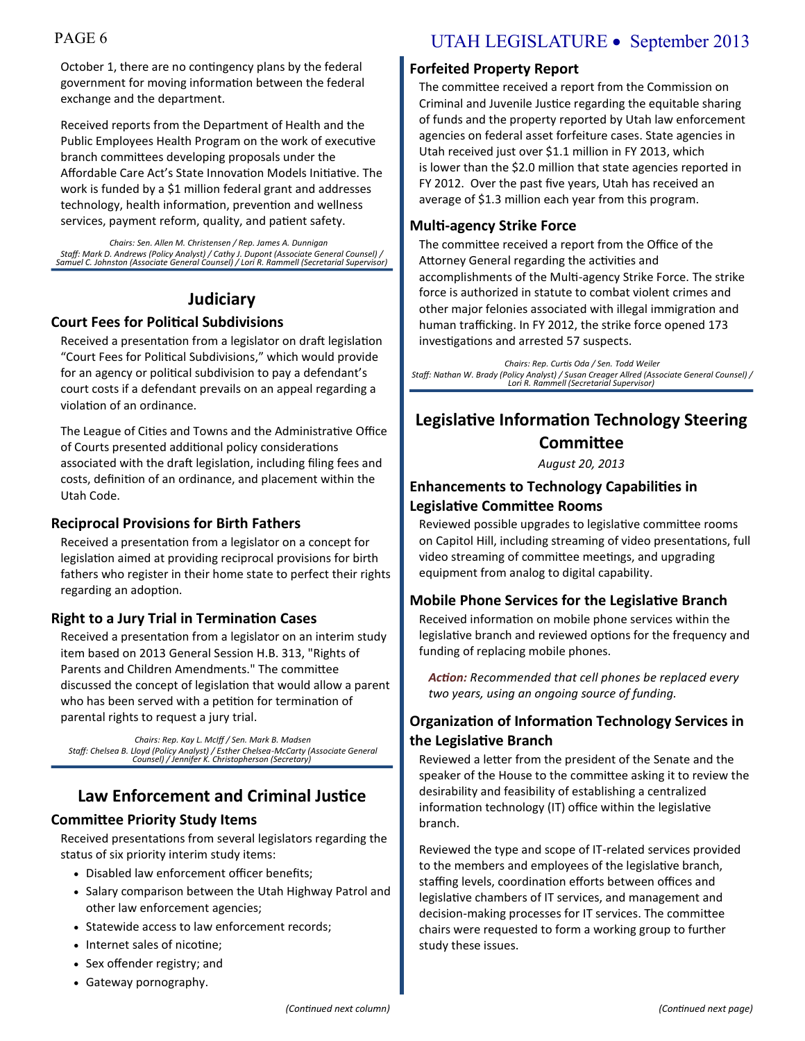October 1, there are no contingency plans by the federal government for moving information between the federal exchange and the department.

Received reports from the Department of Health and the Public Employees Health Program on the work of executive branch committees developing proposals under the Affordable Care Act's State Innovation Models Initiative. The work is funded by a $1 million federal grant and addresses technology, health information, prevention and wellness services, payment reform, quality, and patient safety.

*Chairs: Sen. Allen M. Christensen / Rep. James A. Dunnigan*
*Staff: Mark D. Andrews (Policy Analyst) / Cathy J. Dupont (Associate General Counsel) / Samuel C. Johnston (Associate General Counsel) / Lori R. Rammell (Secretarial Supervisor)*

## Judiciary

### Court Fees for Political Subdivisions

Received a presentation from a legislator on draft legislation "Court Fees for Political Subdivisions," which would provide for an agency or political subdivision to pay a defendant's court costs if a defendant prevails on an appeal regarding a violation of an ordinance.

The League of Cities and Towns and the Administrative Office of Courts presented additional policy considerations associated with the draft legislation, including filing fees and costs, definition of an ordinance, and placement within the Utah Code.

### Reciprocal Provisions for Birth Fathers

Received a presentation from a legislator on a concept for legislation aimed at providing reciprocal provisions for birth fathers who register in their home state to perfect their rights regarding an adoption.

### Right to a Jury Trial in Termination Cases

Received a presentation from a legislator on an interim study item based on 2013 General Session H.B. 313, "Rights of Parents and Children Amendments." The committee discussed the concept of legislation that would allow a parent who has been served with a petition for termination of parental rights to request a jury trial.

*Chairs: Rep. Kay L. McIff / Sen. Mark B. Madsen*
*Staff: Chelsea B. Lloyd (Policy Analyst) / Esther Chelsea-McCarty (Associate General Counsel) / Jennifer K. Christopherson (Secretary)*

## Law Enforcement and Criminal Justice

### Committee Priority Study Items

Received presentations from several legislators regarding the status of six priority interim study items:

- Disabled law enforcement officer benefits;
- Salary comparison between the Utah Highway Patrol and other law enforcement agencies;
- Statewide access to law enforcement records;
- Internet sales of nicotine;
- Sex offender registry; and
- Gateway pornography.

### Forfeited Property Report

The committee received a report from the Commission on Criminal and Juvenile Justice regarding the equitable sharing of funds and the property reported by Utah law enforcement agencies on federal asset forfeiture cases. State agencies in Utah received just over $1.1 million in FY 2013, which is lower than the $2.0 million that state agencies reported in FY 2012. Over the past five years, Utah has received an average of $1.3 million each year from this program.

### Multi-agency Strike Force

The committee received a report from the Office of the Attorney General regarding the activities and accomplishments of the Multi-agency Strike Force. The strike force is authorized in statute to combat violent crimes and other major felonies associated with illegal immigration and human trafficking. In FY 2012, the strike force opened 173 investigations and arrested 57 suspects.

*Chairs: Rep. Curtis Oda / Sen. Todd Weiler*
*Staff: Nathan W. Brady (Policy Analyst) / Susan Creager Allred (Associate General Counsel) / Lori R. Rammell (Secretarial Supervisor)*

## Legislative Information Technology Steering Committee

*August 20, 2013*

### Enhancements to Technology Capabilities in Legislative Committee Rooms

Reviewed possible upgrades to legislative committee rooms on Capitol Hill, including streaming of video presentations, full video streaming of committee meetings, and upgrading equipment from analog to digital capability.

### Mobile Phone Services for the Legislative Branch

Received information on mobile phone services within the legislative branch and reviewed options for the frequency and funding of replacing mobile phones.

***Action:*** *Recommended that cell phones be replaced every two years, using an ongoing source of funding.*

### Organization of Information Technology Services in the Legislative Branch

Reviewed a letter from the president of the Senate and the speaker of the House to the committee asking it to review the desirability and feasibility of establishing a centralized information technology (IT) office within the legislative branch.

Reviewed the type and scope of IT-related services provided to the members and employees of the legislative branch, staffing levels, coordination efforts between offices and legislative chambers of IT services, and management and decision-making processes for IT services. The committee chairs were requested to form a working group to further study these issues.

*(Continued next page)*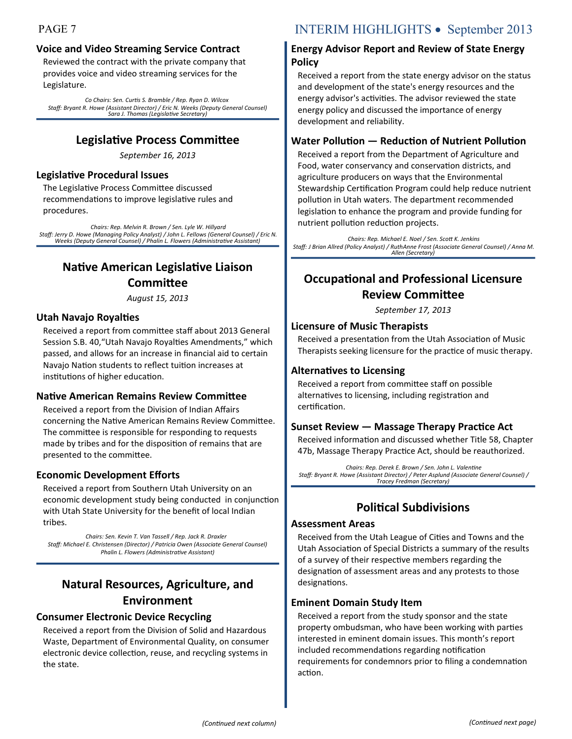### Voice and Video Streaming Service Contract

Reviewed the contract with the private company that provides voice and video streaming services for the Legislature.

*Co Chairs: Sen. Curtis S. Bramble / Rep. Ryan D. Wilcox*
*Staff: Bryant R. Howe (Assistant Director) / Eric N. Weeks (Deputy General Counsel) Sara J. Thomas (Legislative Secretary)*

## Legislative Process Committee

*September 16, 2013*

### Legislative Procedural Issues

The Legislative Process Committee discussed recommendations to improve legislative rules and procedures.

*Chairs: Rep. Melvin R. Brown / Sen. Lyle W. Hillyard*
*Staff: Jerry D. Howe (Managing Policy Analyst) / John L. Fellows (General Counsel) / Eric N. Weeks (Deputy General Counsel) / Phalin L. Flowers (Administrative Assistant)*

## Native American Legislative Liaison Committee

*August 15, 2013*

### Utah Navajo Royalties

Received a report from committee staff about 2013 General Session S.B. 40,"Utah Navajo Royalties Amendments," which passed, and allows for an increase in financial aid to certain Navajo Nation students to reflect tuition increases at institutions of higher education.

### Native American Remains Review Committee

Received a report from the Division of Indian Affairs concerning the Native American Remains Review Committee. The committee is responsible for responding to requests made by tribes and for the disposition of remains that are presented to the committee.

### Economic Development Efforts

Received a report from Southern Utah University on an economic development study being conducted in conjunction with Utah State University for the benefit of local Indian tribes.

*Chairs: Sen. Kevin T. Van Tassell / Rep. Jack R. Draxler*
*Staff: Michael E. Christensen (Director) / Patricia Owen (Associate General Counsel) Phalin L. Flowers (Administrative Assistant)*

## Natural Resources, Agriculture, and Environment

### Consumer Electronic Device Recycling

Received a report from the Division of Solid and Hazardous Waste, Department of Environmental Quality, on consumer electronic device collection, reuse, and recycling systems in the state.

### Energy Advisor Report and Review of State Energy Policy

Received a report from the state energy advisor on the status and development of the state's energy resources and the energy advisor's activities. The advisor reviewed the state energy policy and discussed the importance of energy development and reliability.

### Water Pollution — Reduction of Nutrient Pollution

Received a report from the Department of Agriculture and Food, water conservancy and conservation districts, and agriculture producers on ways that the Environmental Stewardship Certification Program could help reduce nutrient pollution in Utah waters. The department recommended legislation to enhance the program and provide funding for nutrient pollution reduction projects.

*Chairs: Rep. Michael E. Noel / Sen. Scott K. Jenkins*
*Staff: J Brian Allred (Policy Analyst) / RuthAnne Frost (Associate General Counsel) / Anna M. Allen (Secretary)*

## Occupational and Professional Licensure Review Committee

*September 17, 2013*

### Licensure of Music Therapists

Received a presentation from the Utah Association of Music Therapists seeking licensure for the practice of music therapy.

### Alternatives to Licensing

Received a report from committee staff on possible alternatives to licensing, including registration and certification.

### Sunset Review — Massage Therapy Practice Act

Received information and discussed whether Title 58, Chapter 47b, Massage Therapy Practice Act, should be reauthorized.

*Chairs: Rep. Derek E. Brown / Sen. John L. Valentine*
*Staff: Bryant R. Howe (Assistant Director) / Peter Asplund (Associate General Counsel) / Tracey Fredman (Secretary)*

## Political Subdivisions

### Assessment Areas

Received from the Utah League of Cities and Towns and the Utah Association of Special Districts a summary of the results of a survey of their respective members regarding the designation of assessment areas and any protests to those designations.

### Eminent Domain Study Item

Received a report from the study sponsor and the state property ombudsman, who have been working with parties interested in eminent domain issues. This month's report included recommendations regarding notification requirements for condemnors prior to filing a condemnation action.

*(Continued next page)*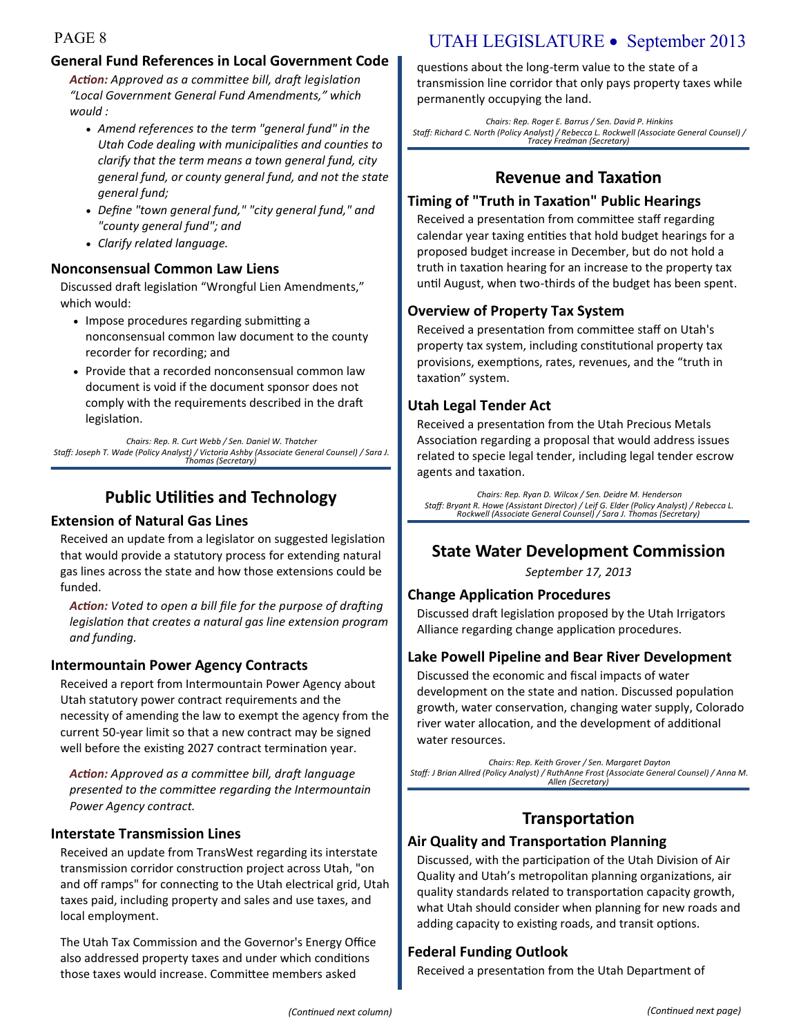### General Fund References in Local Government Code

***Action:*** *Approved as a committee bill, draft legislation "Local Government General Fund Amendments," which would :*

- *Amend references to the term "general fund" in the Utah Code dealing with municipalities and counties to clarify that the term means a town general fund, city general fund, or county general fund, and not the state general fund;*
- *Define "town general fund," "city general fund," and "county general fund"; and*
- *Clarify related language.*

### Nonconsensual Common Law Liens

Discussed draft legislation "Wrongful Lien Amendments," which would:

- Impose procedures regarding submitting a nonconsensual common law document to the county recorder for recording; and
- Provide that a recorded nonconsensual common law document is void if the document sponsor does not comply with the requirements described in the draft legislation.

*Chairs: Rep. R. Curt Webb / Sen. Daniel W. Thatcher*
*Staff: Joseph T. Wade (Policy Analyst) / Victoria Ashby (Associate General Counsel) / Sara J. Thomas (Secretary)*

## Public Utilities and Technology

### Extension of Natural Gas Lines

Received an update from a legislator on suggested legislation that would provide a statutory process for extending natural gas lines across the state and how those extensions could be funded.

***Action:*** *Voted to open a bill file for the purpose of drafting legislation that creates a natural gas line extension program and funding.*

### Intermountain Power Agency Contracts

Received a report from Intermountain Power Agency about Utah statutory power contract requirements and the necessity of amending the law to exempt the agency from the current 50-year limit so that a new contract may be signed well before the existing 2027 contract termination year.

***Action:*** *Approved as a committee bill, draft language presented to the committee regarding the Intermountain Power Agency contract.*

### Interstate Transmission Lines

Received an update from TransWest regarding its interstate transmission corridor construction project across Utah, "on and off ramps" for connecting to the Utah electrical grid, Utah taxes paid, including property and sales and use taxes, and local employment.

The Utah Tax Commission and the Governor's Energy Office also addressed property taxes and under which conditions those taxes would increase. Committee members asked questions about the long-term value to the state of a transmission line corridor that only pays property taxes while permanently occupying the land.

*Chairs: Rep. Roger E. Barrus / Sen. David P. Hinkins*
*Staff: Richard C. North (Policy Analyst) / Rebecca L. Rockwell (Associate General Counsel) / Tracey Fredman (Secretary)*

## Revenue and Taxation

### Timing of "Truth in Taxation" Public Hearings

Received a presentation from committee staff regarding calendar year taxing entities that hold budget hearings for a proposed budget increase in December, but do not hold a truth in taxation hearing for an increase to the property tax until August, when two-thirds of the budget has been spent.

### Overview of Property Tax System

Received a presentation from committee staff on Utah's property tax system, including constitutional property tax provisions, exemptions, rates, revenues, and the "truth in taxation" system.

### Utah Legal Tender Act

Received a presentation from the Utah Precious Metals Association regarding a proposal that would address issues related to specie legal tender, including legal tender escrow agents and taxation.

*Chairs: Rep. Ryan D. Wilcox / Sen. Deidre M. Henderson*
*Staff: Bryant R. Howe (Assistant Director) / Leif G. Elder (Policy Analyst) / Rebecca L. Rockwell (Associate General Counsel) / Sara J. Thomas (Secretary)*

## State Water Development Commission

*September 17, 2013*

### Change Application Procedures

Discussed draft legislation proposed by the Utah Irrigators Alliance regarding change application procedures.

### Lake Powell Pipeline and Bear River Development

Discussed the economic and fiscal impacts of water development on the state and nation. Discussed population growth, water conservation, changing water supply, Colorado river water allocation, and the development of additional water resources.

*Chairs: Rep. Keith Grover / Sen. Margaret Dayton*
*Staff: J Brian Allred (Policy Analyst) / RuthAnne Frost (Associate General Counsel) / Anna M. Allen (Secretary)*

## Transportation

### Air Quality and Transportation Planning

Discussed, with the participation of the Utah Division of Air Quality and Utah's metropolitan planning organizations, air quality standards related to transportation capacity growth, what Utah should consider when planning for new roads and adding capacity to existing roads, and transit options.

### Federal Funding Outlook

Received a presentation from the Utah Department of

*(Continued next page)*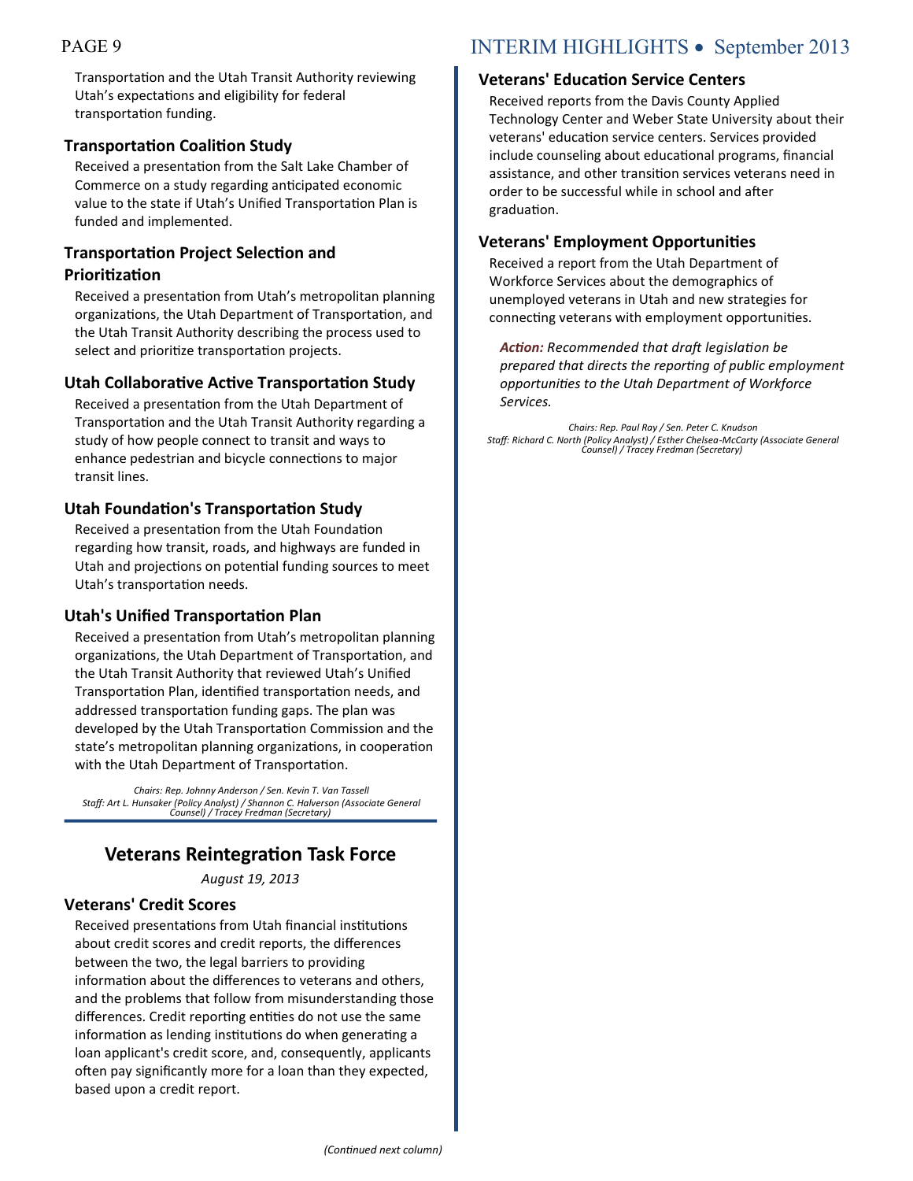Transportation and the Utah Transit Authority reviewing Utah's expectations and eligibility for federal transportation funding.

### Transportation Coalition Study

Received a presentation from the Salt Lake Chamber of Commerce on a study regarding anticipated economic value to the state if Utah's Unified Transportation Plan is funded and implemented.

### Transportation Project Selection and Prioritization

Received a presentation from Utah's metropolitan planning organizations, the Utah Department of Transportation, and the Utah Transit Authority describing the process used to select and prioritize transportation projects.

### Utah Collaborative Active Transportation Study

Received a presentation from the Utah Department of Transportation and the Utah Transit Authority regarding a study of how people connect to transit and ways to enhance pedestrian and bicycle connections to major transit lines.

### Utah Foundation's Transportation Study

Received a presentation from the Utah Foundation regarding how transit, roads, and highways are funded in Utah and projections on potential funding sources to meet Utah's transportation needs.

### Utah's Unified Transportation Plan

Received a presentation from Utah's metropolitan planning organizations, the Utah Department of Transportation, and the Utah Transit Authority that reviewed Utah's Unified Transportation Plan, identified transportation needs, and addressed transportation funding gaps. The plan was developed by the Utah Transportation Commission and the state's metropolitan planning organizations, in cooperation with the Utah Department of Transportation.

*Chairs: Rep. Johnny Anderson / Sen. Kevin T. Van Tassell*
*Staff: Art L. Hunsaker (Policy Analyst) / Shannon C. Halverson (Associate General Counsel) / Tracey Fredman (Secretary)*

## Veterans Reintegration Task Force

*August 19, 2013*

### Veterans' Credit Scores

Received presentations from Utah financial institutions about credit scores and credit reports, the differences between the two, the legal barriers to providing information about the differences to veterans and others, and the problems that follow from misunderstanding those differences. Credit reporting entities do not use the same information as lending institutions do when generating a loan applicant's credit score, and, consequently, applicants often pay significantly more for a loan than they expected, based upon a credit report.

### Veterans' Education Service Centers

Received reports from the Davis County Applied Technology Center and Weber State University about their veterans' education service centers. Services provided include counseling about educational programs, financial assistance, and other transition services veterans need in order to be successful while in school and after graduation.

### Veterans' Employment Opportunities

Received a report from the Utah Department of Workforce Services about the demographics of unemployed veterans in Utah and new strategies for connecting veterans with employment opportunities.

***Action:*** *Recommended that draft legislation be prepared that directs the reporting of public employment opportunities to the Utah Department of Workforce Services.*

*Chairs: Rep. Paul Ray / Sen. Peter C. Knudson*
*Staff: Richard C. North (Policy Analyst) / Esther Chelsea-McCarty (Associate General Counsel) / Tracey Fredman (Secretary)*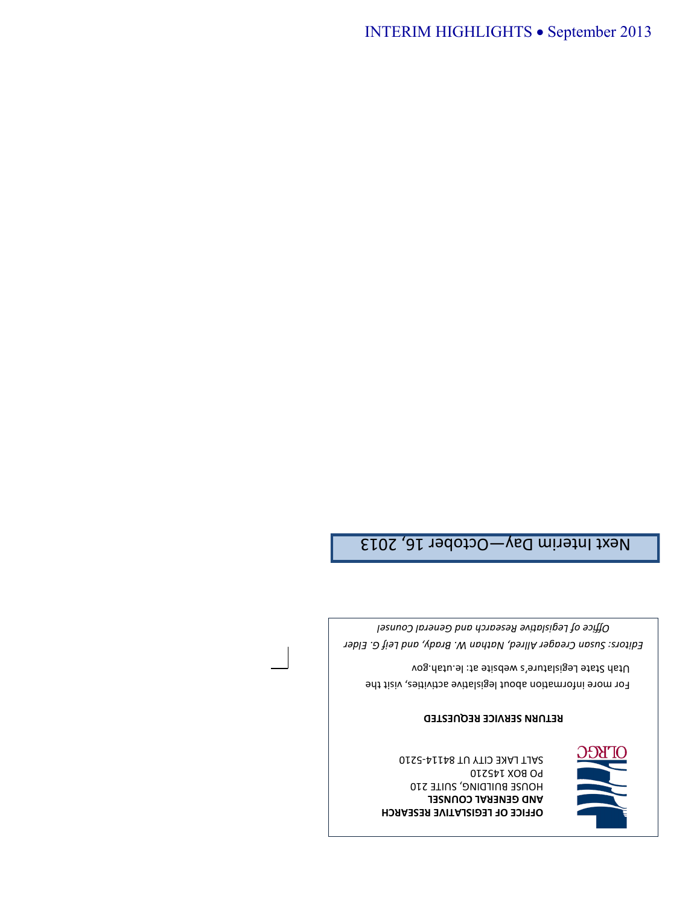Next Interim Day—October 16, 2013

**OFFICE OF LEGISLATIVE RESEARCH AND GENERAL COUNSEL**
HOUSE BUILDING, SUITE 210
PO BOX 145210
SALT LAKE CITY UT 84114-5210

OLRGC

**RETURN SERVICE REQUESTED**

For more information about legislative activities, visit the Utah State Legislature's website at: le.utah.gov

*Editors: Susan Creager Allred, Nathan W. Brady, and Leif G. Elder*

*Office of Legislative Research and General Counsel*